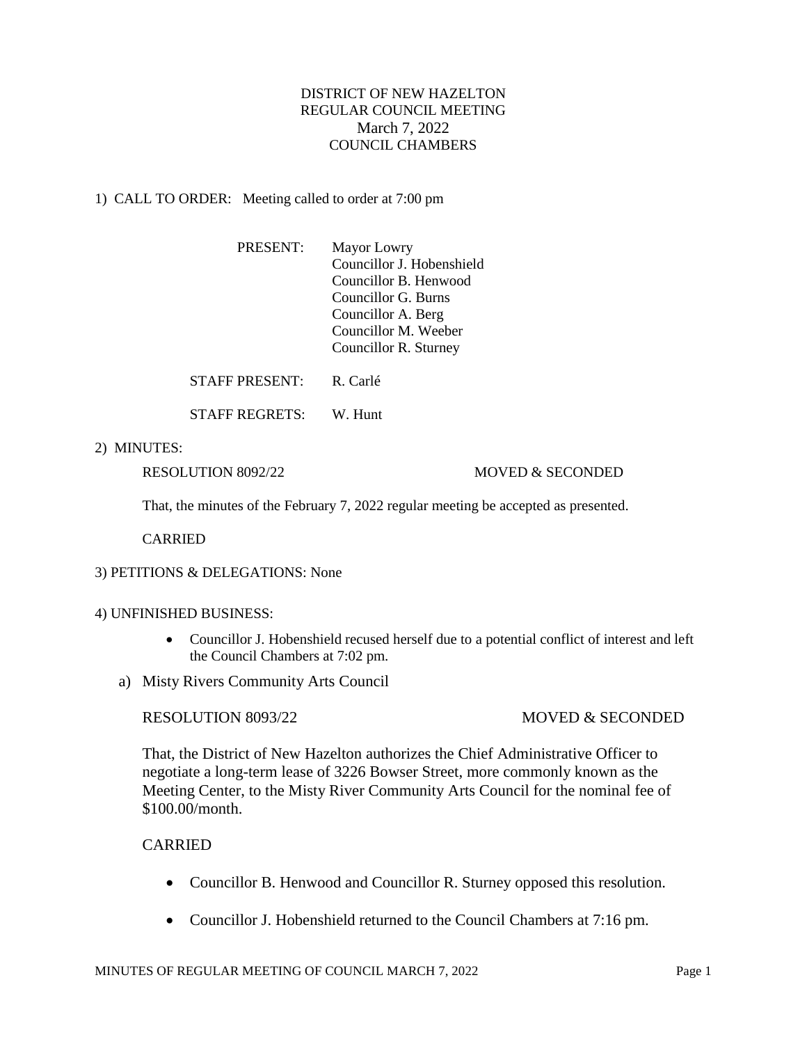# DISTRICT OF NEW HAZELTON
## REGULAR COUNCIL MEETING
## March 7, 2022
## COUNCIL CHAMBERS

1) CALL TO ORDER: Meeting called to order at 7:00 pm

| | |
|---|---|
| PRESENT: | Mayor Lowry<br>Councillor J. Hobenshield<br>Councillor B. Henwood<br>Councillor G. Burns<br>Councillor A. Berg<br>Councillor M. Weeber<br>Councillor R. Sturney |
| STAFF PRESENT: | R. Carlé |
| STAFF REGRETS: | W. Hunt |

2) MINUTES:

RESOLUTION 8092/22 MOVED & SECONDED

That, the minutes of the February 7, 2022 regular meeting be accepted as presented.

CARRIED

3) PETITIONS & DELEGATIONS: None

4) UNFINISHED BUSINESS:

- Councillor J. Hobenshield recused herself due to a potential conflict of interest and left the Council Chambers at 7:02 pm.

a) Misty Rivers Community Arts Council

RESOLUTION 8093/22 MOVED & SECONDED

That, the District of New Hazelton authorizes the Chief Administrative Officer to negotiate a long-term lease of 3226 Bowser Street, more commonly known as the Meeting Center, to the Misty River Community Arts Council for the nominal fee of $100.00/month.

CARRIED

- Councillor B. Henwood and Councillor R. Sturney opposed this resolution.
- Councillor J. Hobenshield returned to the Council Chambers at 7:16 pm.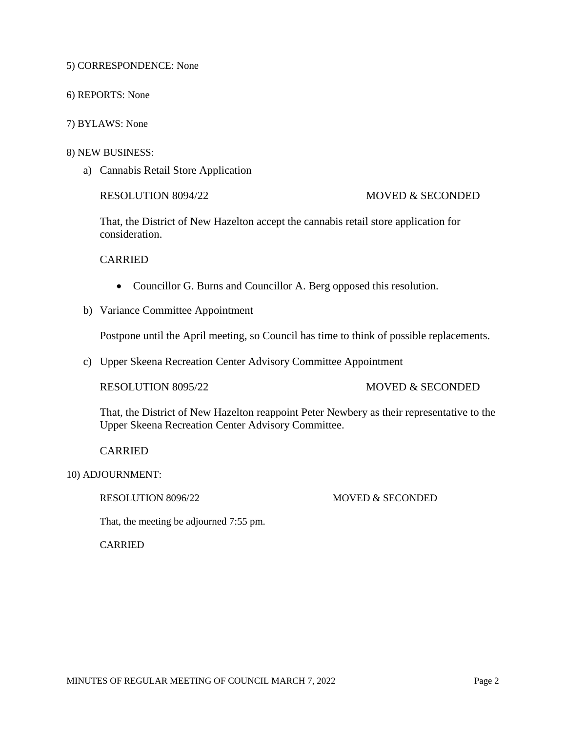5) CORRESPONDENCE: None

6) REPORTS: None

7) BYLAWS: None

8) NEW BUSINESS:

a) Cannabis Retail Store Application

   RESOLUTION 8094/22 MOVED & SECONDED

   That, the District of New Hazelton accept the cannabis retail store application for consideration.

   CARRIED

   - Councillor G. Burns and Councillor A. Berg opposed this resolution.

b) Variance Committee Appointment

   Postpone until the April meeting, so Council has time to think of possible replacements.

c) Upper Skeena Recreation Center Advisory Committee Appointment

   RESOLUTION 8095/22 MOVED & SECONDED

   That, the District of New Hazelton reappoint Peter Newbery as their representative to the Upper Skeena Recreation Center Advisory Committee.

   CARRIED

10) ADJOURNMENT:

   RESOLUTION 8096/22 MOVED & SECONDED

   That, the meeting be adjourned 7:55 pm.

   CARRIED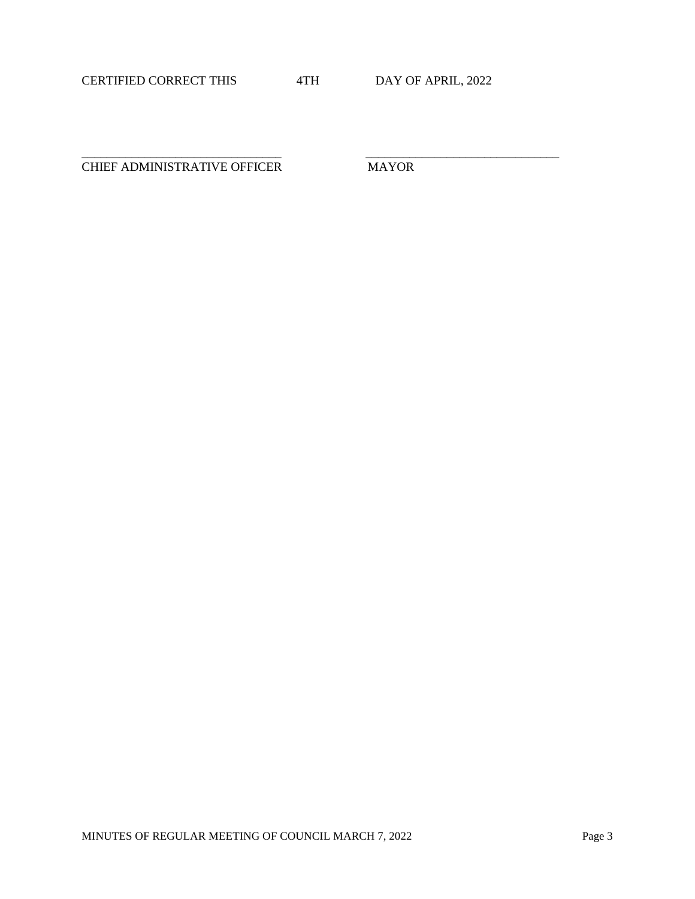CERTIFIED CORRECT THIS 4TH DAY OF APRIL, 2022

| | |
|---|---|
| ________________________________ | ________________________________ |
| CHIEF ADMINISTRATIVE OFFICER | MAYOR |